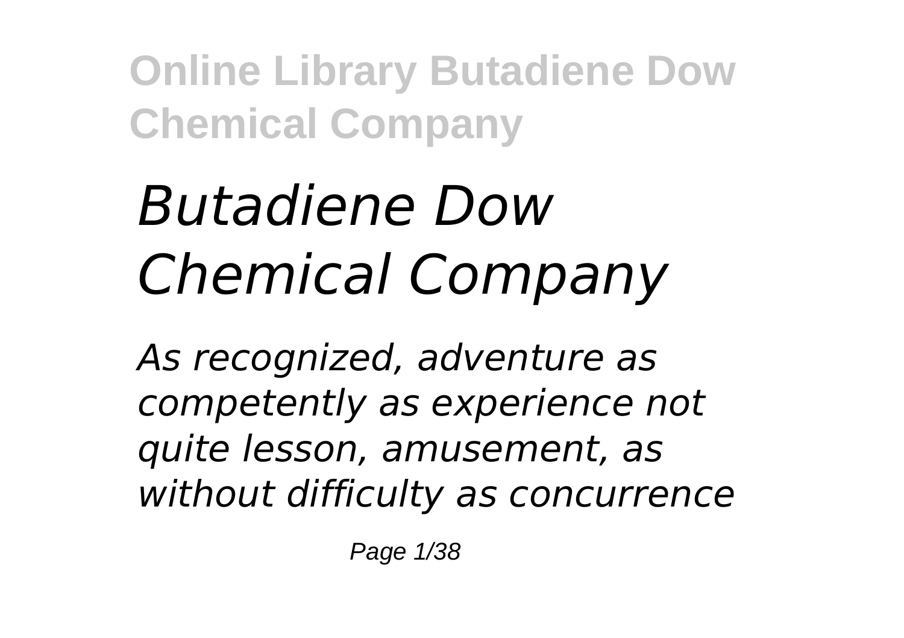# *Butadiene Dow Chemical Company*

*As recognized, adventure as competently as experience not quite lesson, amusement, as without difficulty as concurrence*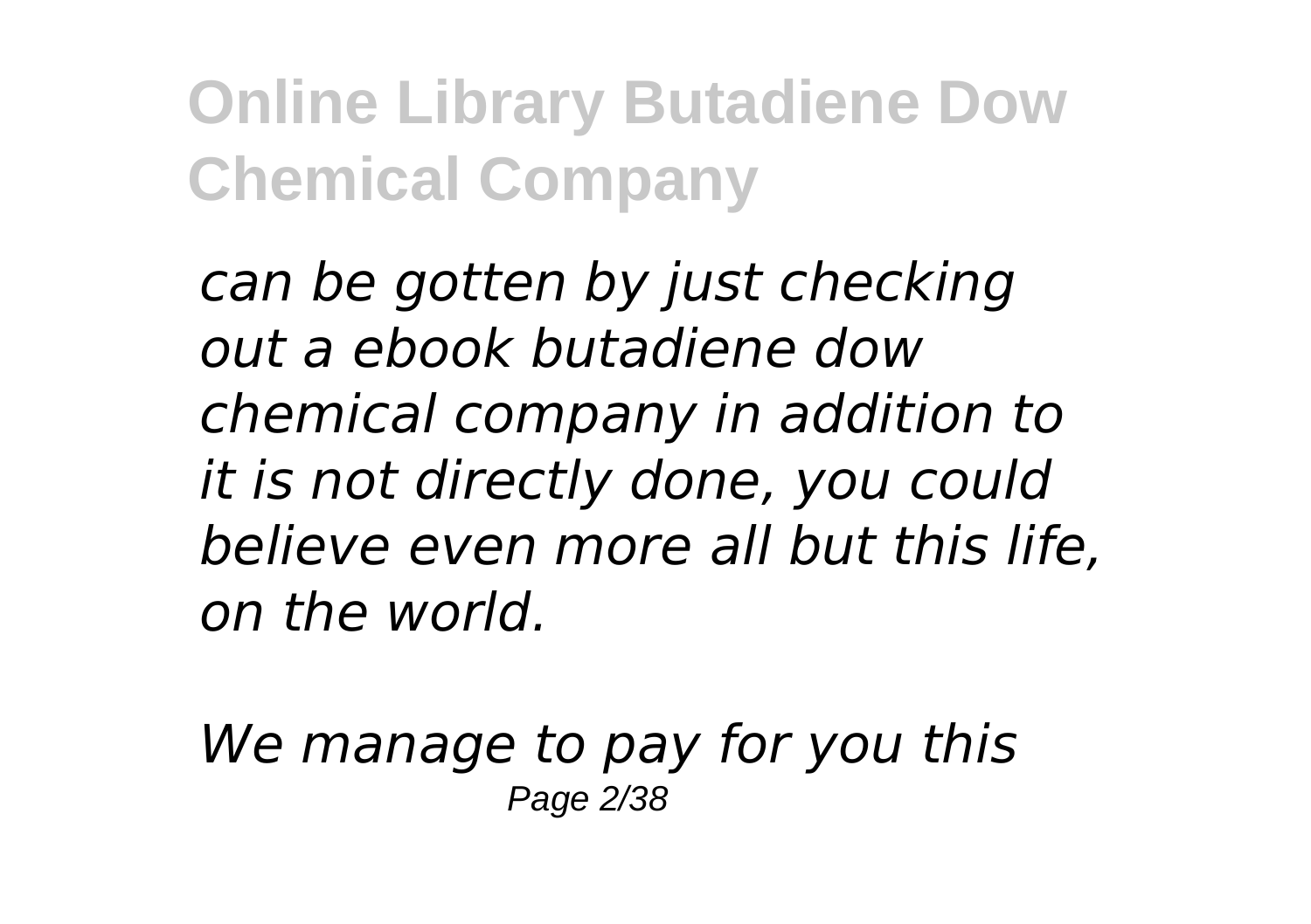*can be gotten by just checking out a ebook butadiene dow chemical company in addition to it is not directly done, you could believe even more all but this life, on the world.*

*We manage to pay for you this*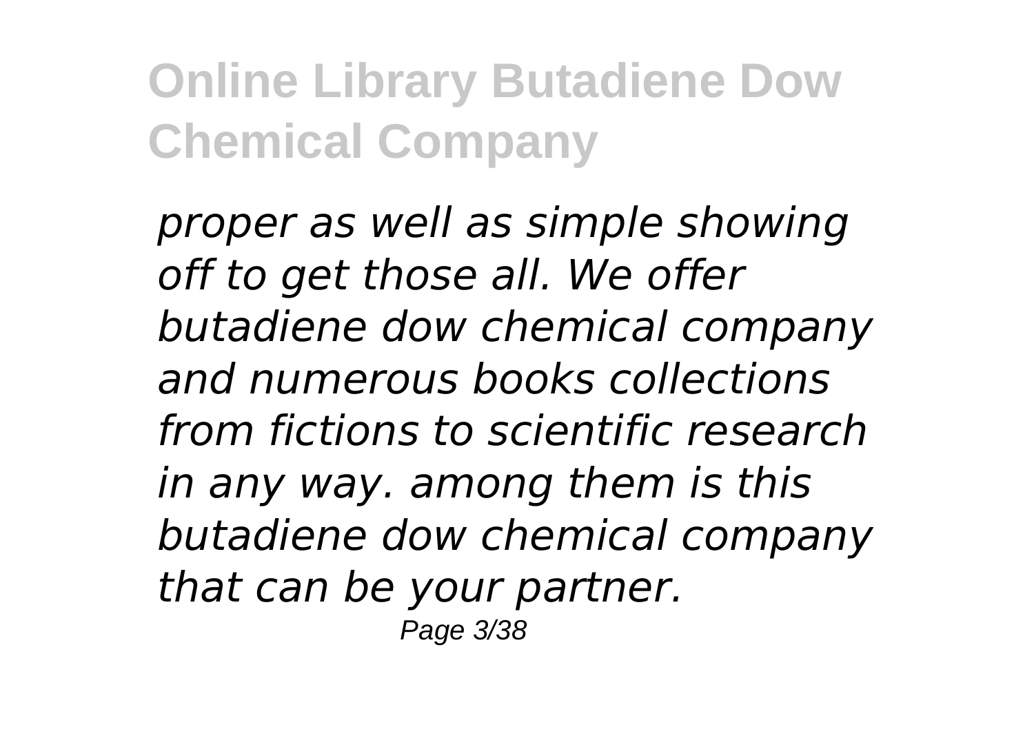*proper as well as simple showing off to get those all. We offer butadiene dow chemical company and numerous books collections from fictions to scientific research in any way. among them is this butadiene dow chemical company that can be your partner.*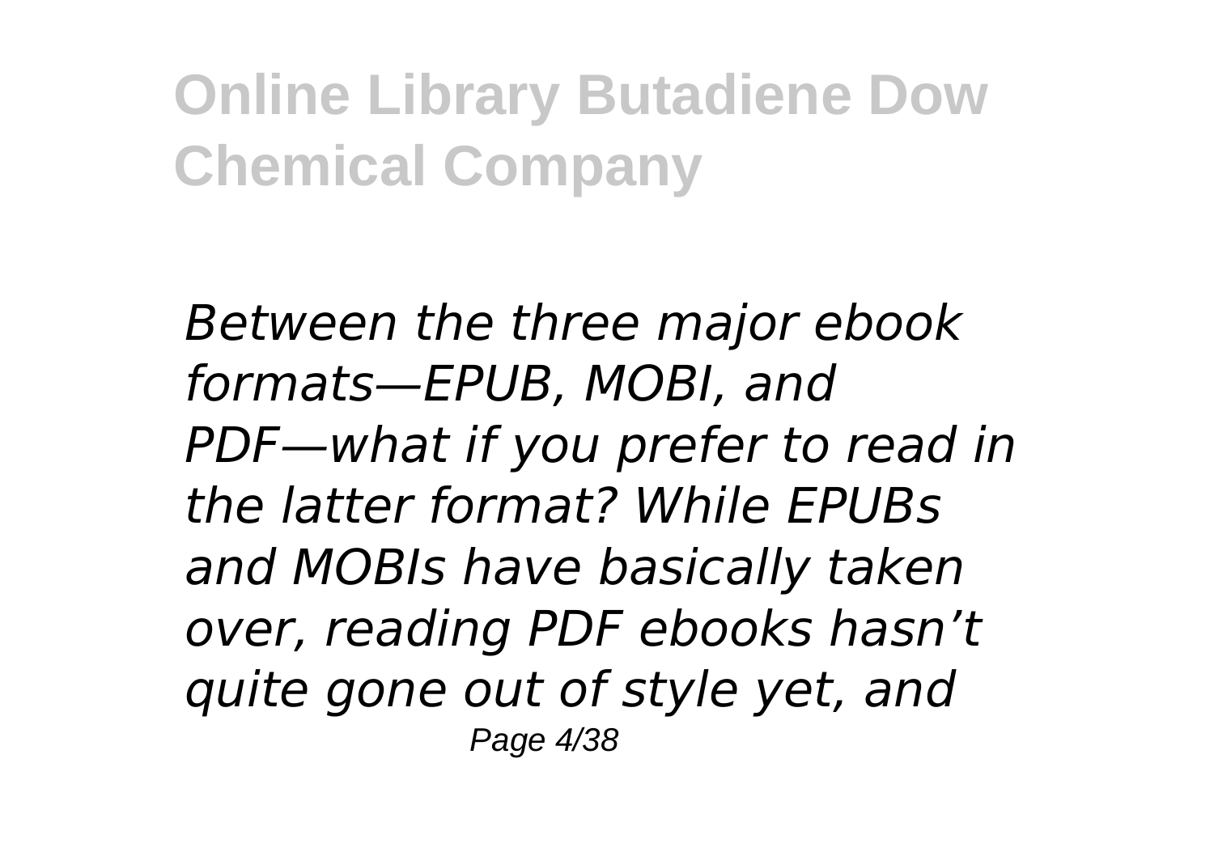*Between the three major ebook formats—EPUB, MOBI, and PDF—what if you prefer to read in the latter format? While EPUBs and MOBIs have basically taken over, reading PDF ebooks hasn't quite gone out of style yet, and*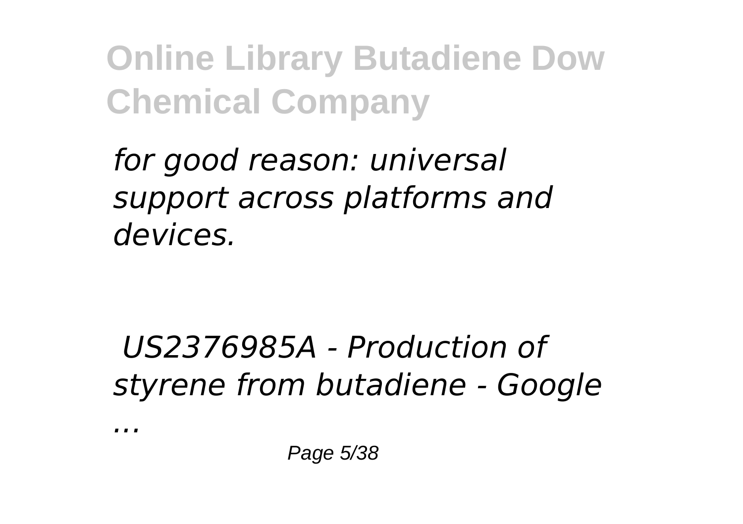*for good reason: universal support across platforms and devices.*

*US2376985A - Production of styrene from butadiene - Google ...*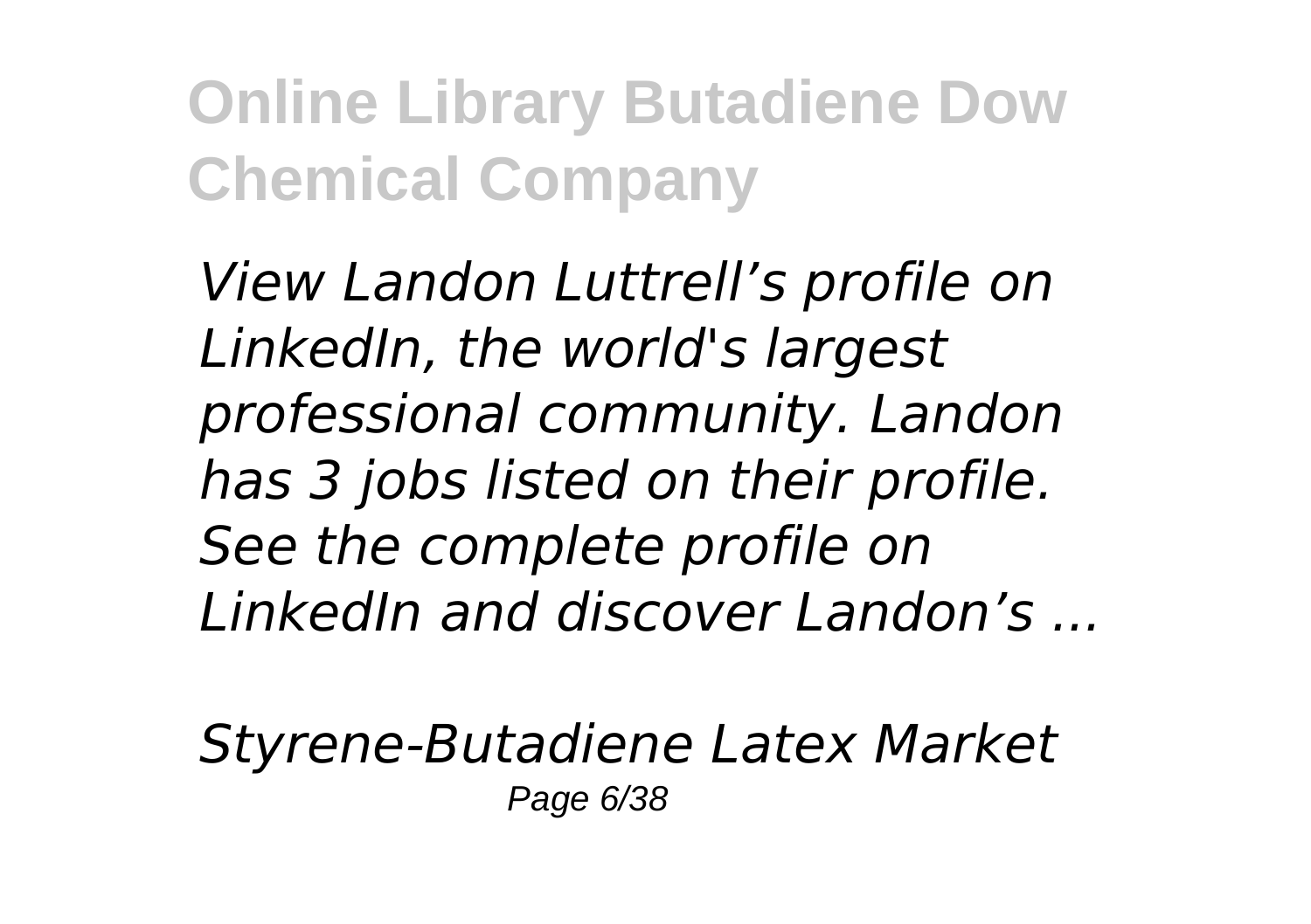*View Landon Luttrell’s profile on LinkedIn, the world's largest professional community. Landon has 3 jobs listed on their profile. See the complete profile on LinkedIn and discover Landon’s ...*

*Styrene-Butadiene Latex Market*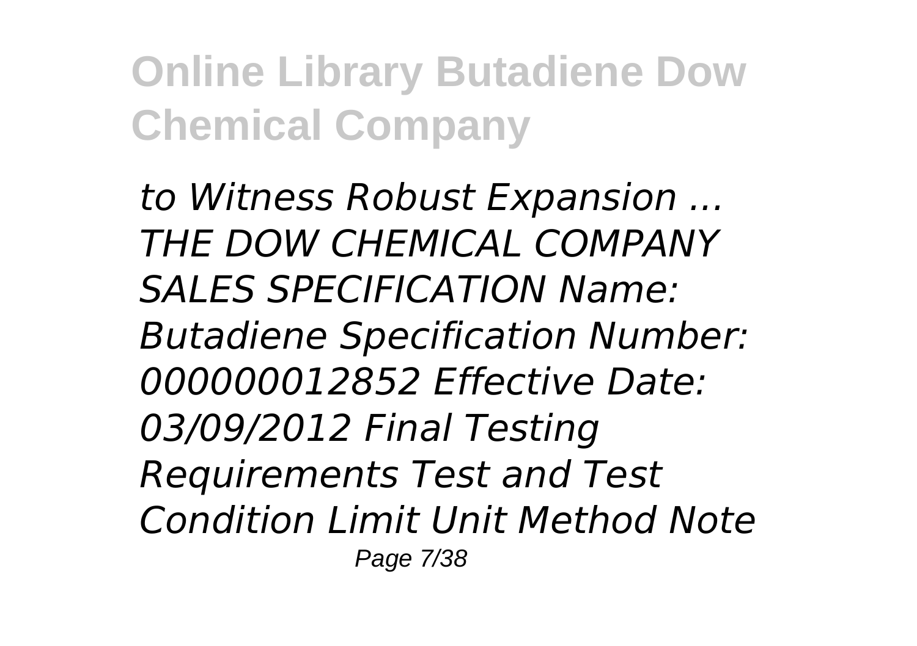*to Witness Robust Expansion ... THE DOW CHEMICAL COMPANY SALES SPECIFICATION Name: Butadiene Specification Number: 000000012852 Effective Date: 03/09/2012 Final Testing Requirements Test and Test Condition Limit Unit Method Note*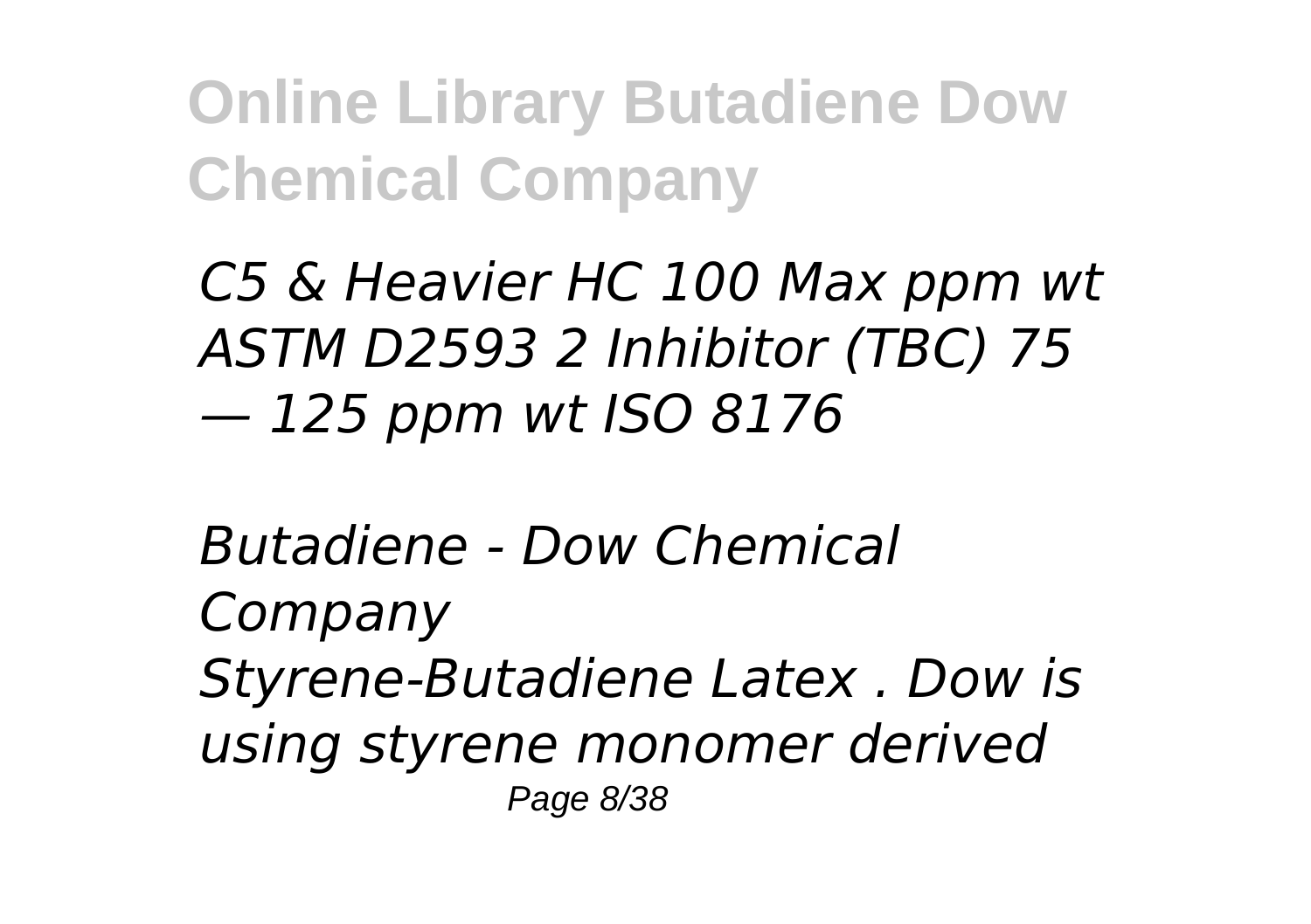*C5 & Heavier HC 100 Max ppm wt ASTM D2593 2 Inhibitor (TBC) 75 — 125 ppm wt ISO 8176*

*Butadiene - Dow Chemical Company*
*Styrene-Butadiene Latex . Dow is using styrene monomer derived*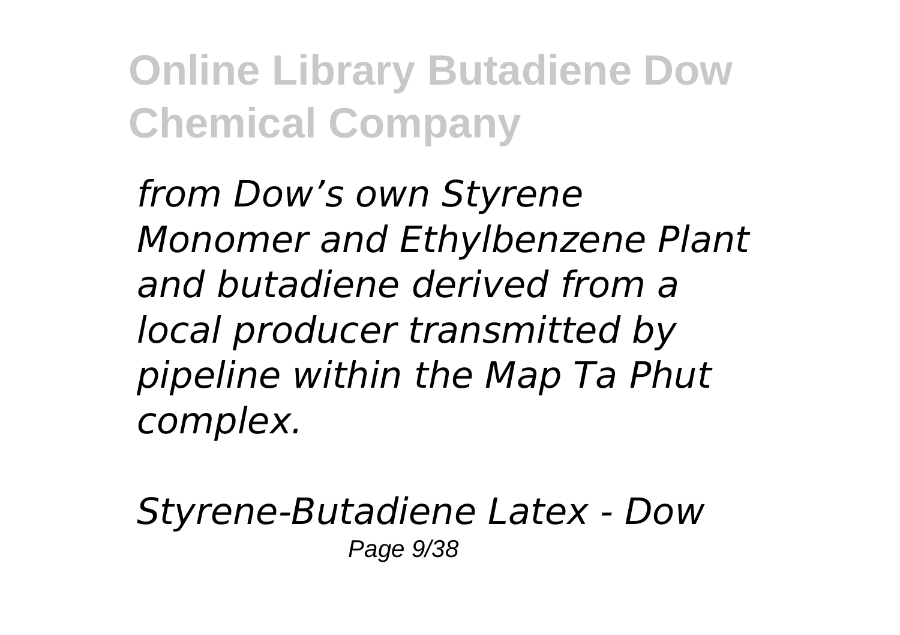*from Dow's own Styrene Monomer and Ethylbenzene Plant and butadiene derived from a local producer transmitted by pipeline within the Map Ta Phut complex.*

*Styrene-Butadiene Latex - Dow*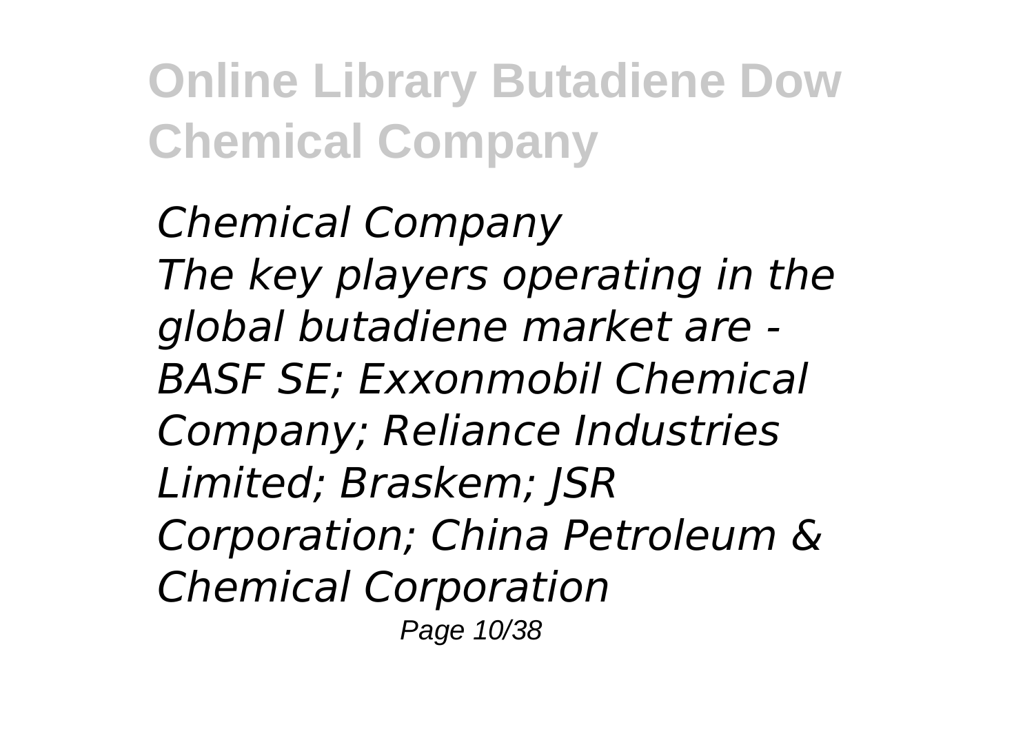*Chemical Company*
*The key players operating in the global butadiene market are - BASF SE; Exxonmobil Chemical Company; Reliance Industries Limited; Braskem; JSR Corporation; China Petroleum & Chemical Corporation*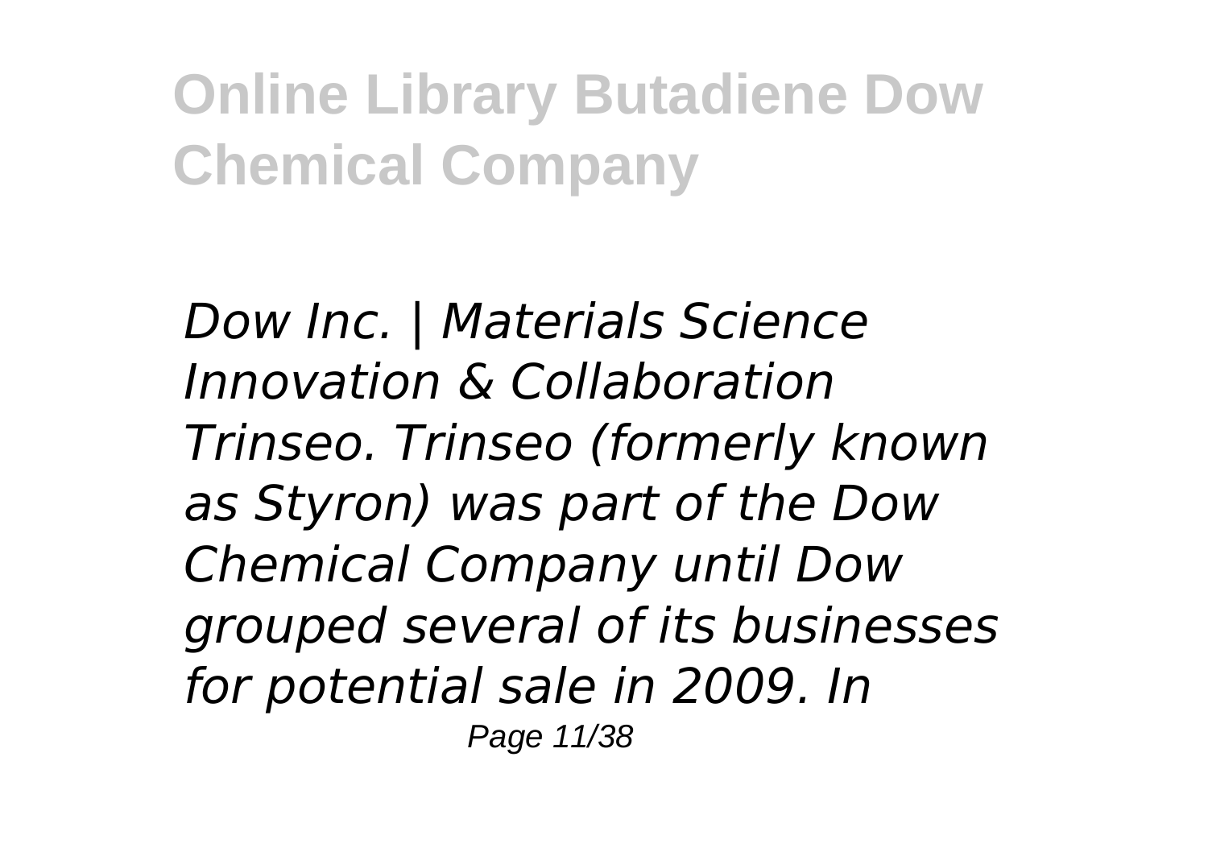*Dow Inc. | Materials Science Innovation & Collaboration Trinseo. Trinseo (formerly known as Styron) was part of the Dow Chemical Company until Dow grouped several of its businesses for potential sale in 2009. In*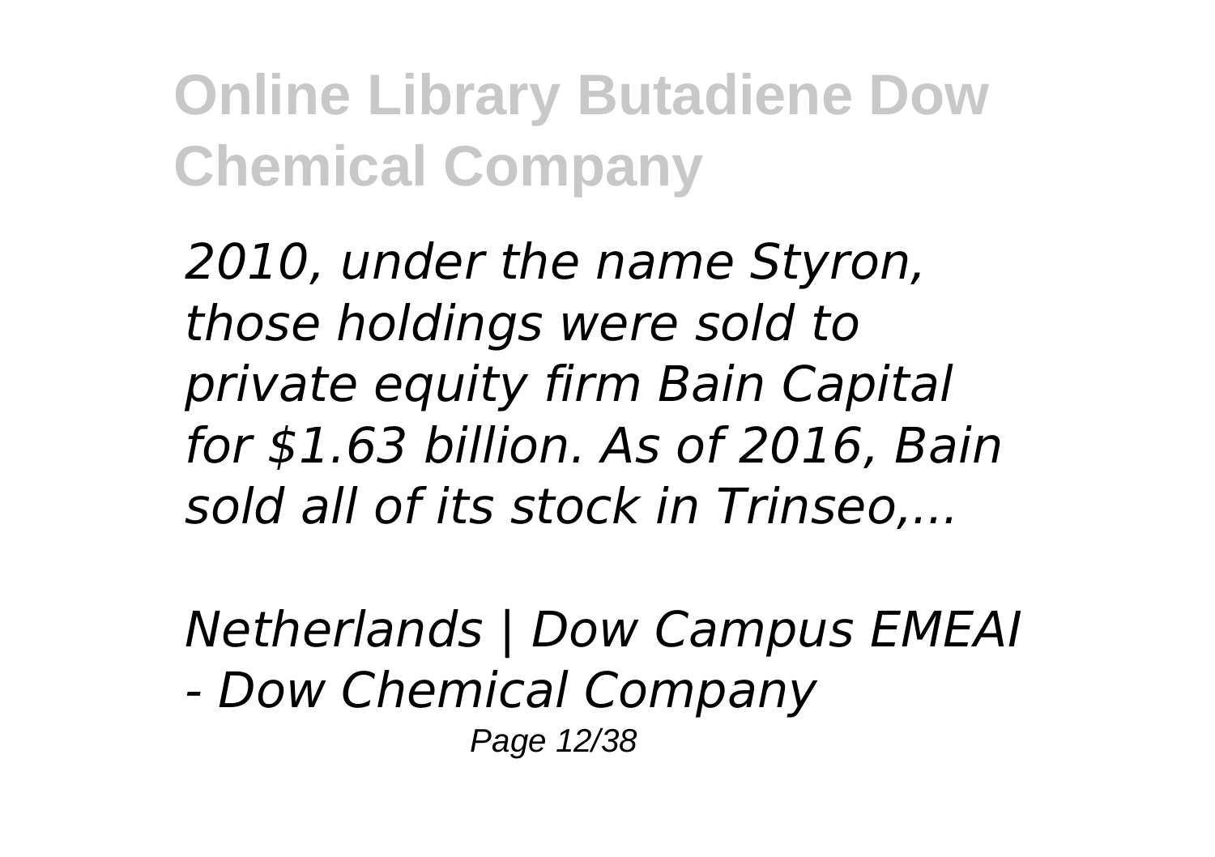*2010, under the name Styron, those holdings were sold to private equity firm Bain Capital for $1.63 billion. As of 2016, Bain sold all of its stock in Trinseo,...*

*Netherlands | Dow Campus EMEAI - Dow Chemical Company*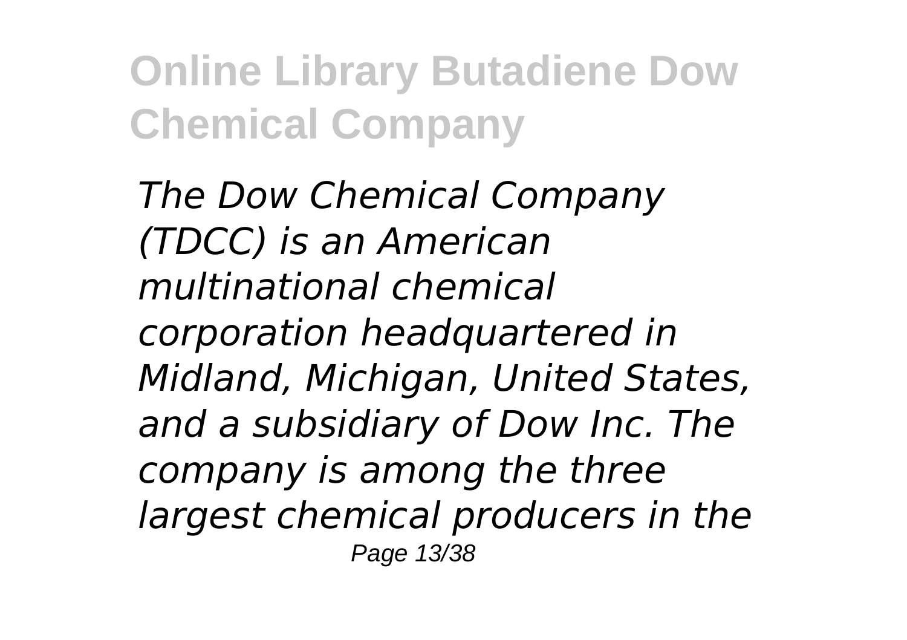*The Dow Chemical Company (TDCC) is an American multinational chemical corporation headquartered in Midland, Michigan, United States, and a subsidiary of Dow Inc. The company is among the three largest chemical producers in the*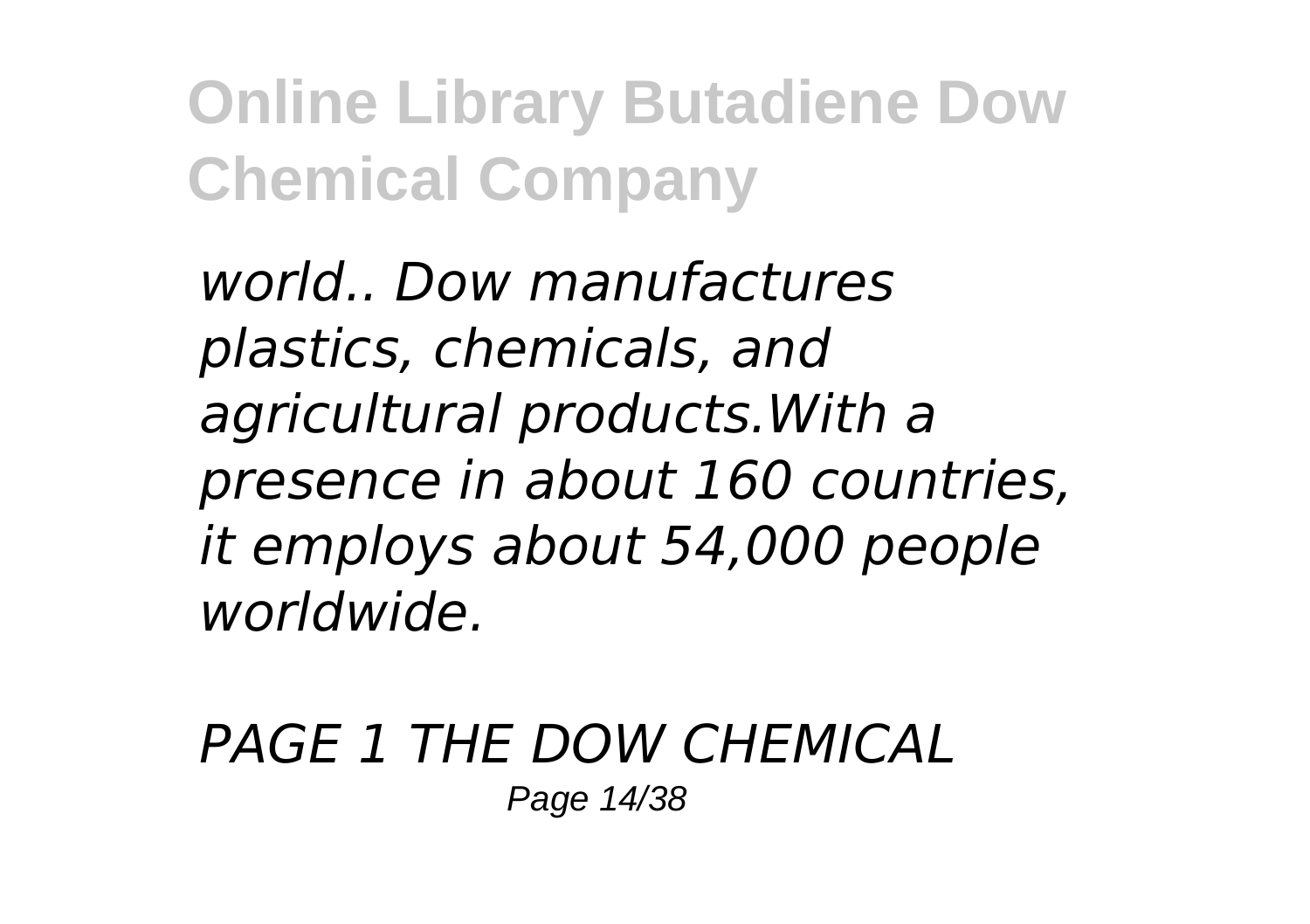*world.. Dow manufactures plastics, chemicals, and agricultural products.With a presence in about 160 countries, it employs about 54,000 people worldwide.*

*PAGE 1 THE DOW CHEMICAL*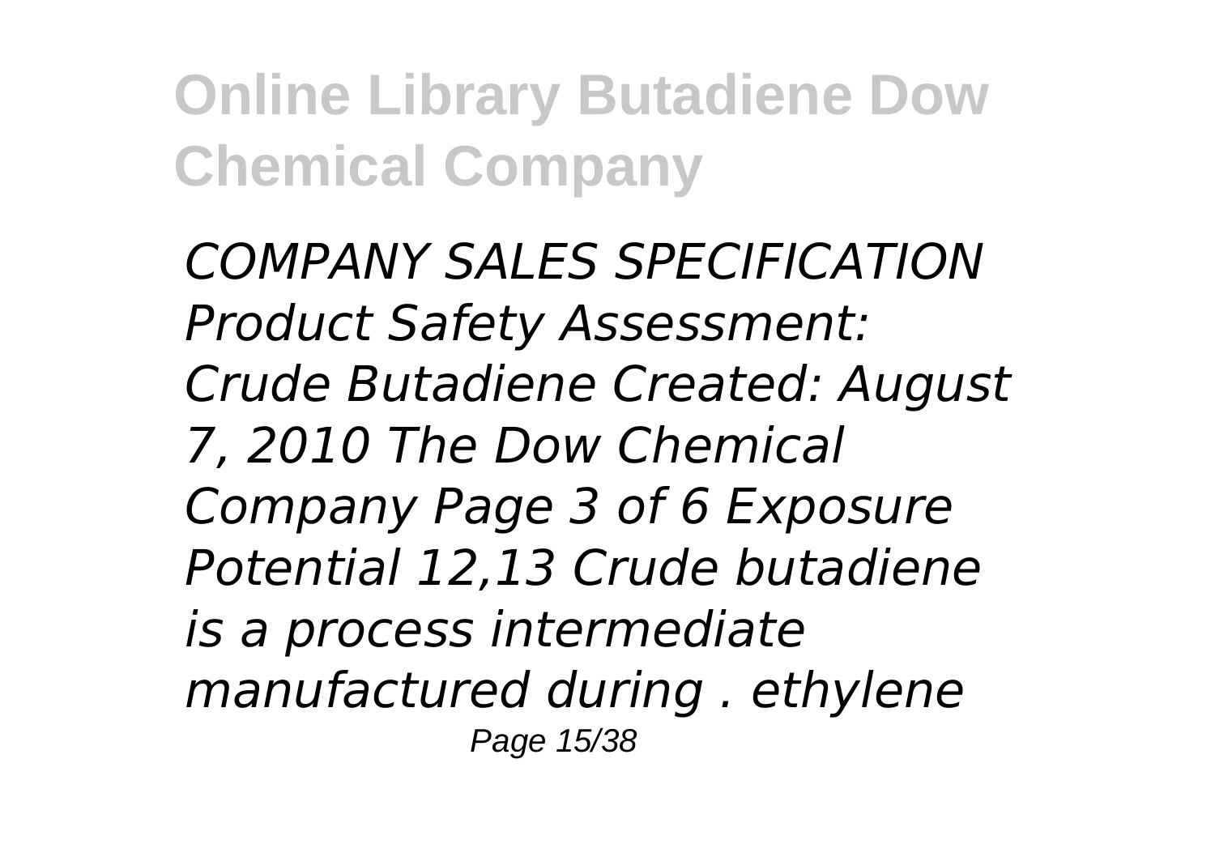*COMPANY SALES SPECIFICATION Product Safety Assessment: Crude Butadiene Created: August 7, 2010 The Dow Chemical Company Page 3 of 6 Exposure Potential 12,13 Crude butadiene is a process intermediate manufactured during . ethylene*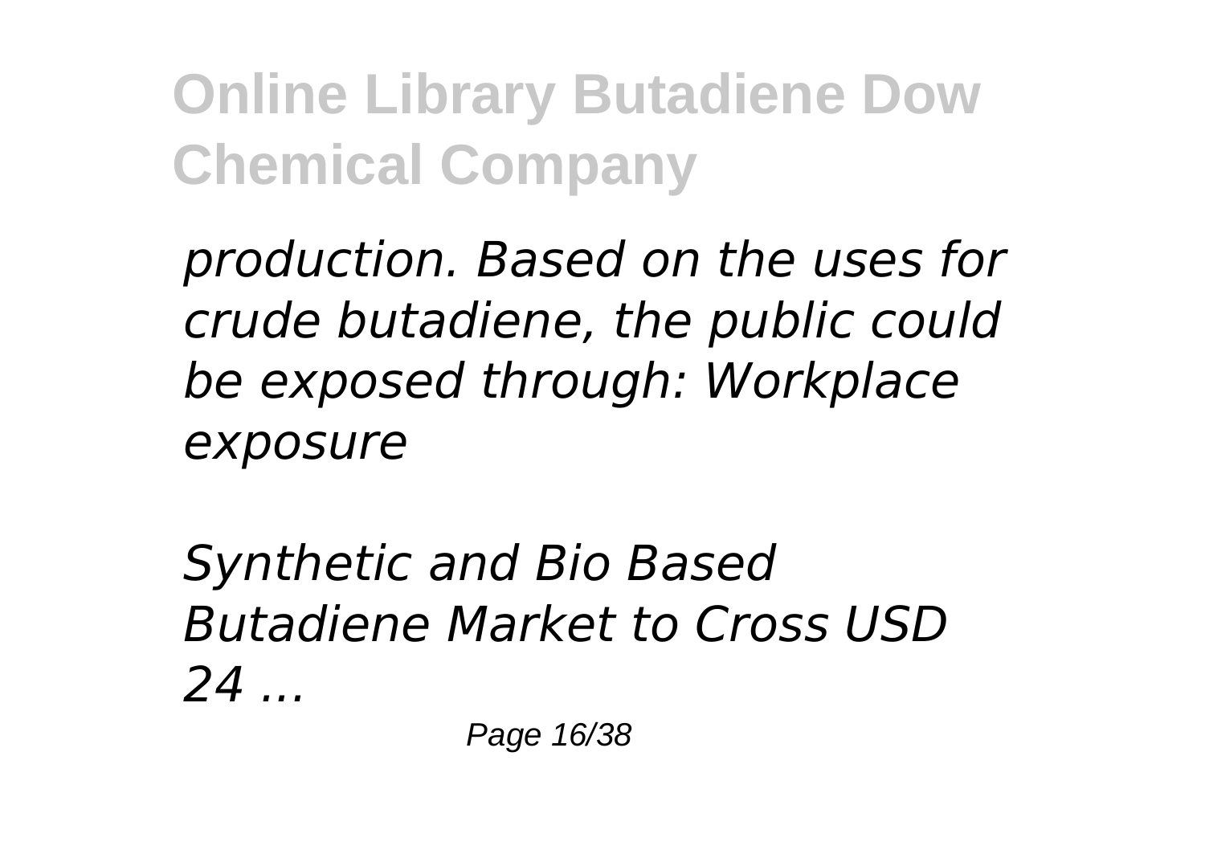*production. Based on the uses for crude butadiene, the public could be exposed through: Workplace exposure*

*Synthetic and Bio Based Butadiene Market to Cross USD 24 ...*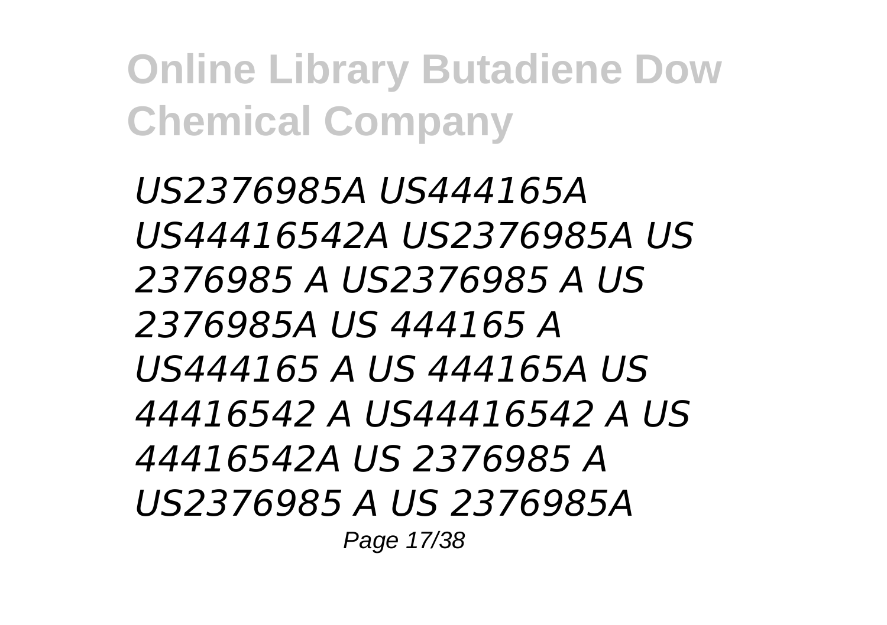*US2376985A US444165A US44416542A US2376985A US 2376985 A US2376985 A US 2376985A US 444165 A US444165 A US 444165A US 44416542 A US44416542 A US 44416542A US 2376985 A US2376985 A US 2376985A*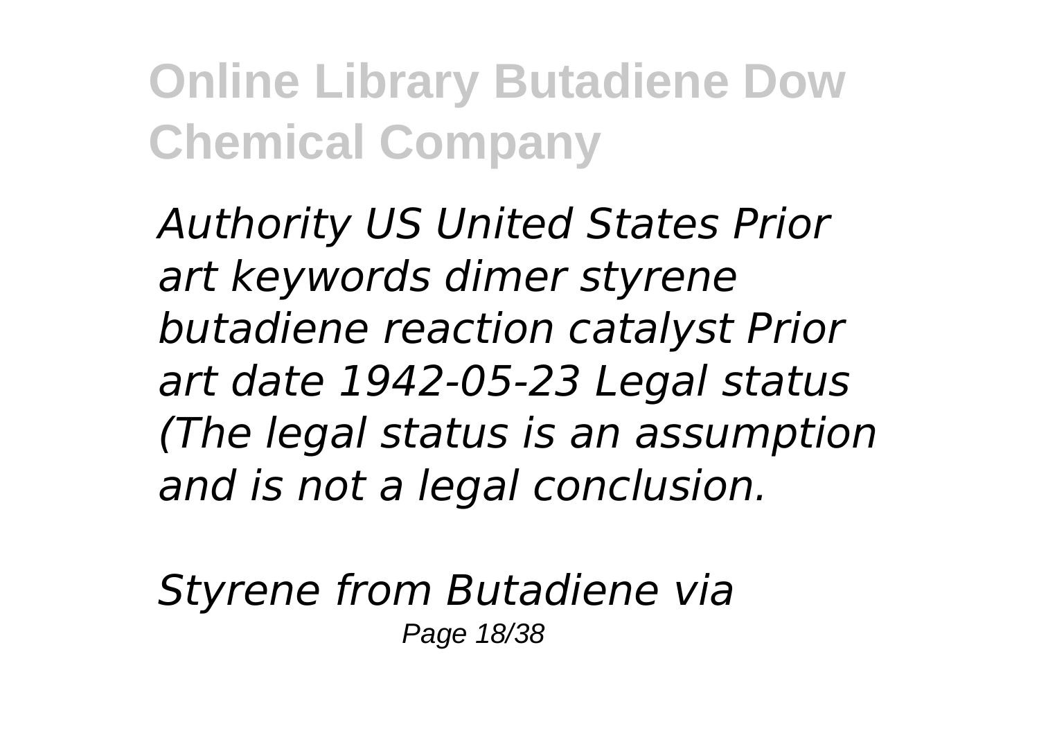*Authority US United States Prior art keywords dimer styrene butadiene reaction catalyst Prior art date 1942-05-23 Legal status (The legal status is an assumption and is not a legal conclusion.*

*Styrene from Butadiene via*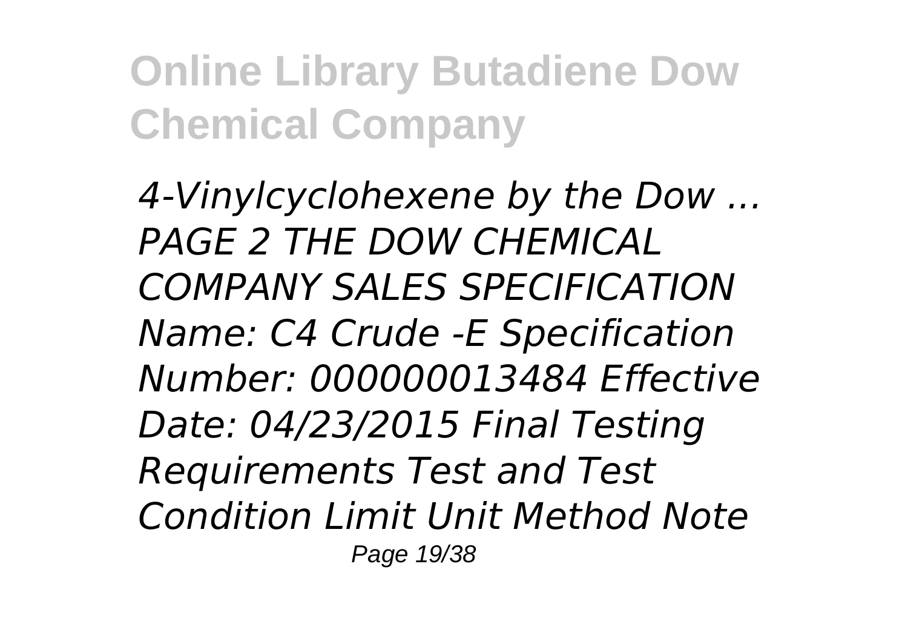*4-Vinylcyclohexene by the Dow ... PAGE 2 THE DOW CHEMICAL COMPANY SALES SPECIFICATION Name: C4 Crude -E Specification Number: 000000013484 Effective Date: 04/23/2015 Final Testing Requirements Test and Test Condition Limit Unit Method Note*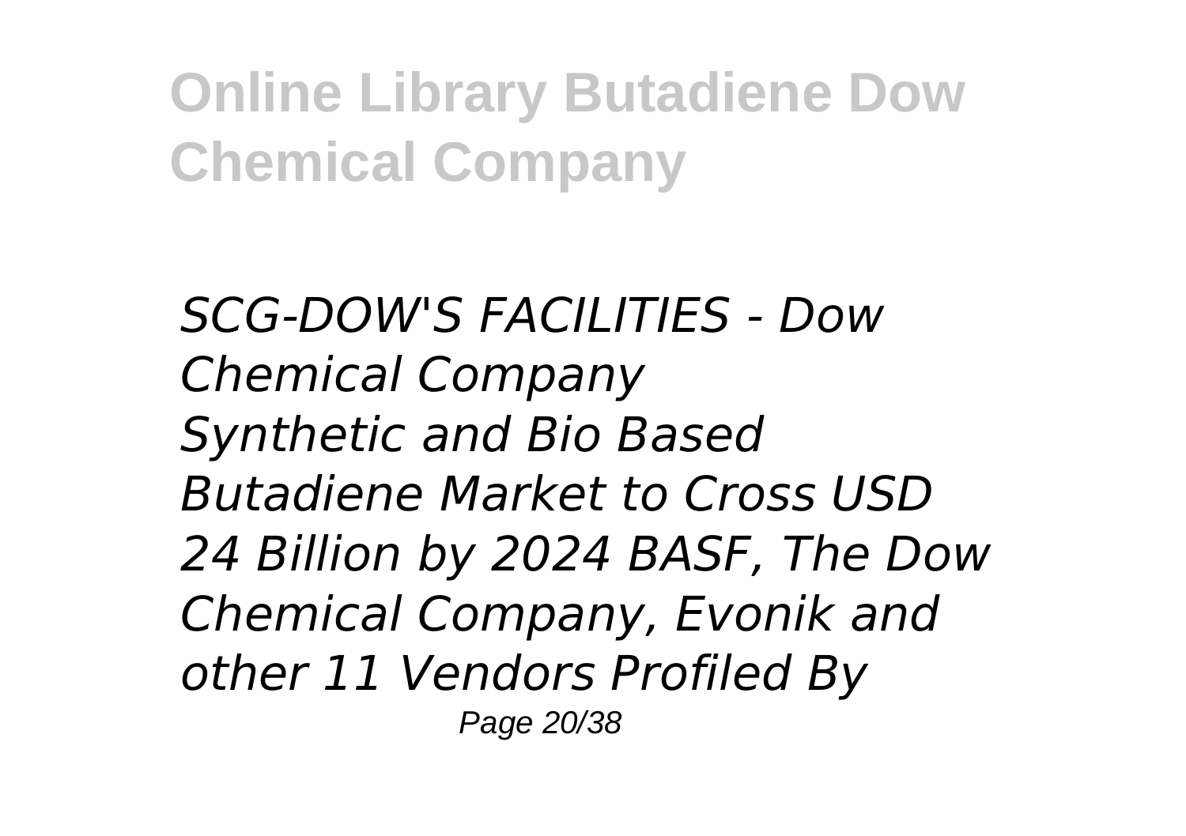*SCG-DOW'S FACILITIES - Dow Chemical Company*
*Synthetic and Bio Based Butadiene Market to Cross USD 24 Billion by 2024 BASF, The Dow Chemical Company, Evonik and other 11 Vendors Profiled By*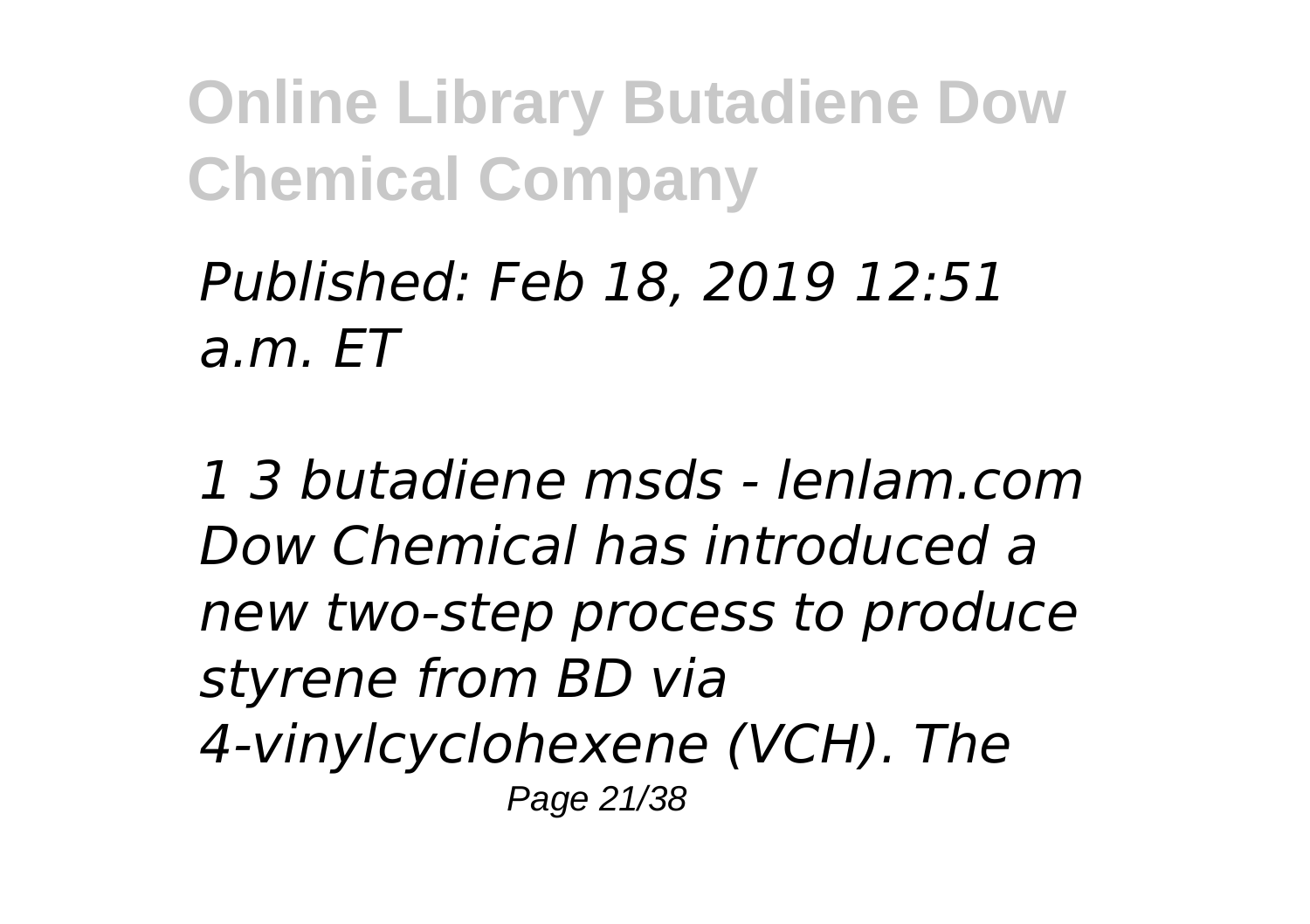*Published: Feb 18, 2019 12:51 a.m. ET*

*1 3 butadiene msds - lenlam.com Dow Chemical has introduced a new two-step process to produce styrene from BD via 4-vinylcyclohexene (VCH). The*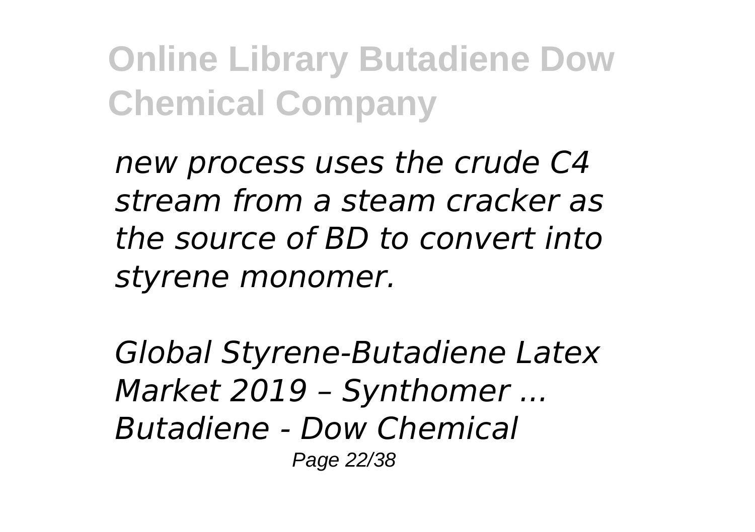*new process uses the crude C4 stream from a steam cracker as the source of BD to convert into styrene monomer.*

*Global Styrene-Butadiene Latex Market 2019 – Synthomer ...*
*Butadiene - Dow Chemical*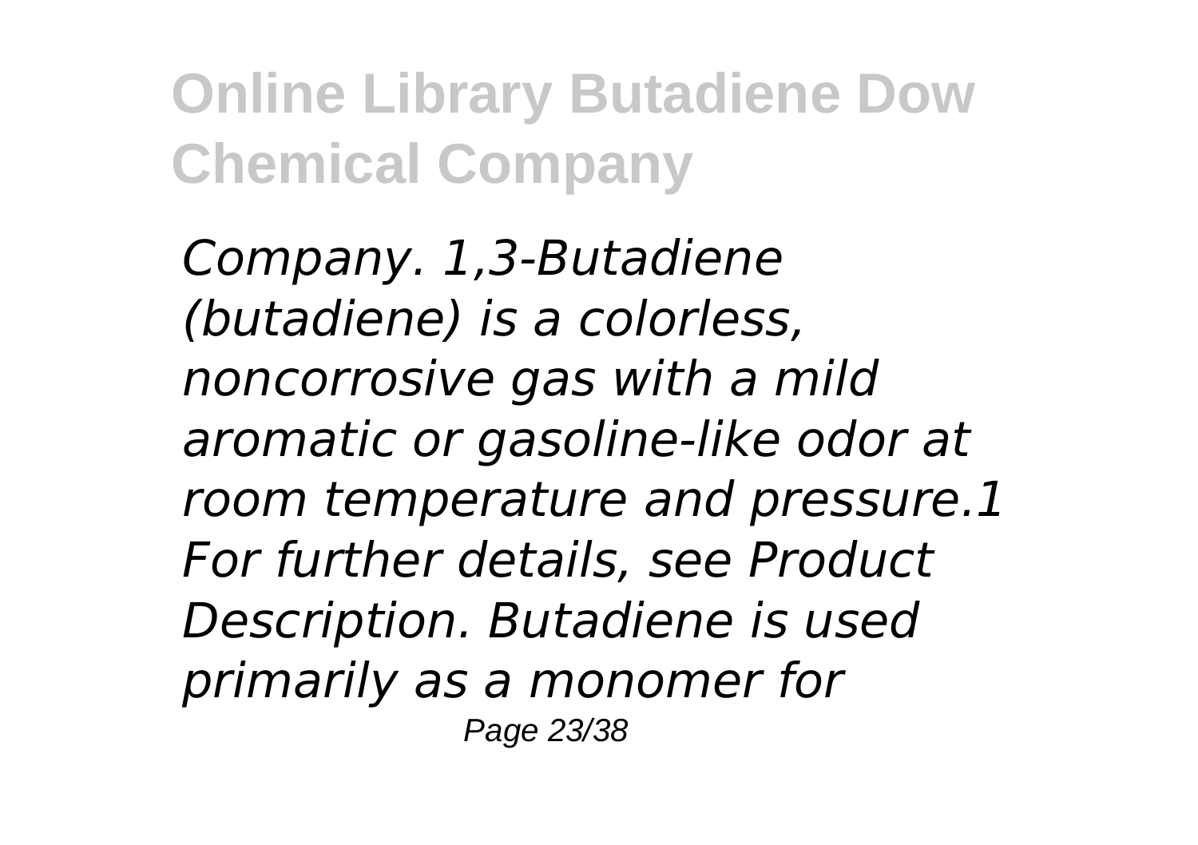*Company. 1,3-Butadiene (butadiene) is a colorless, noncorrosive gas with a mild aromatic or gasoline-like odor at room temperature and pressure.1 For further details, see Product Description. Butadiene is used primarily as a monomer for*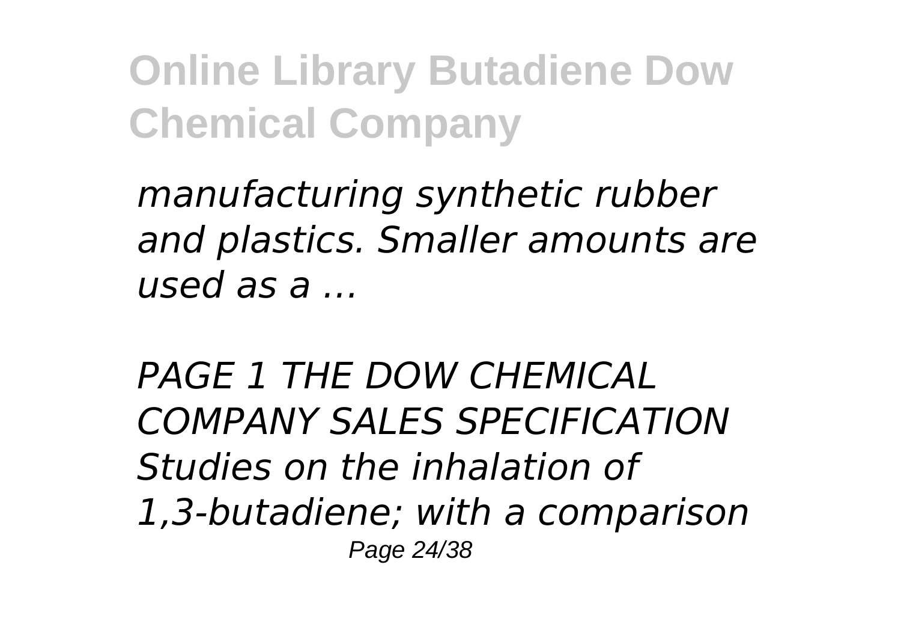*manufacturing synthetic rubber and plastics. Smaller amounts are used as a ...*

*PAGE 1 THE DOW CHEMICAL COMPANY SALES SPECIFICATION Studies on the inhalation of 1,3-butadiene; with a comparison*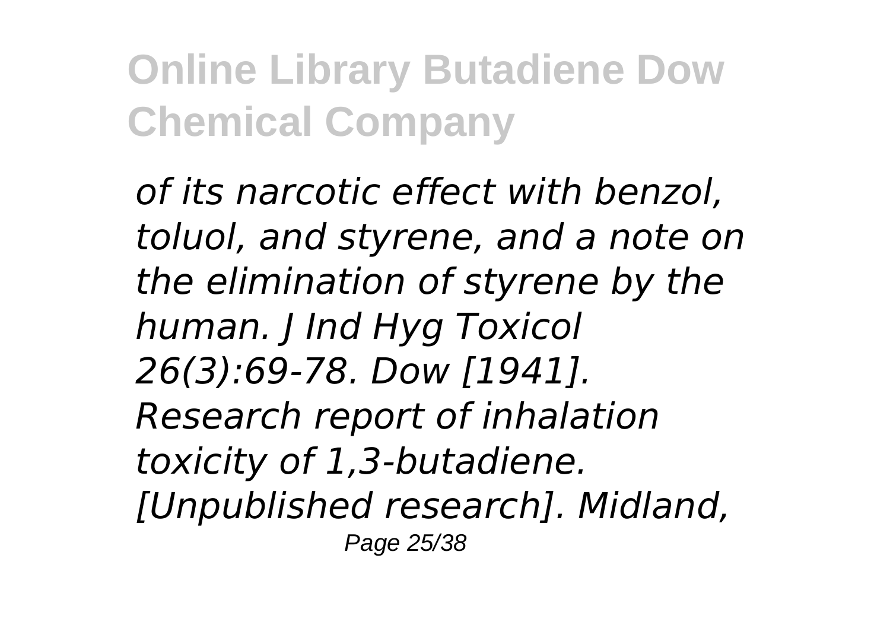*of its narcotic effect with benzol, toluol, and styrene, and a note on the elimination of styrene by the human. J Ind Hyg Toxicol 26(3):69-78. Dow [1941]. Research report of inhalation toxicity of 1,3-butadiene. [Unpublished research]. Midland,*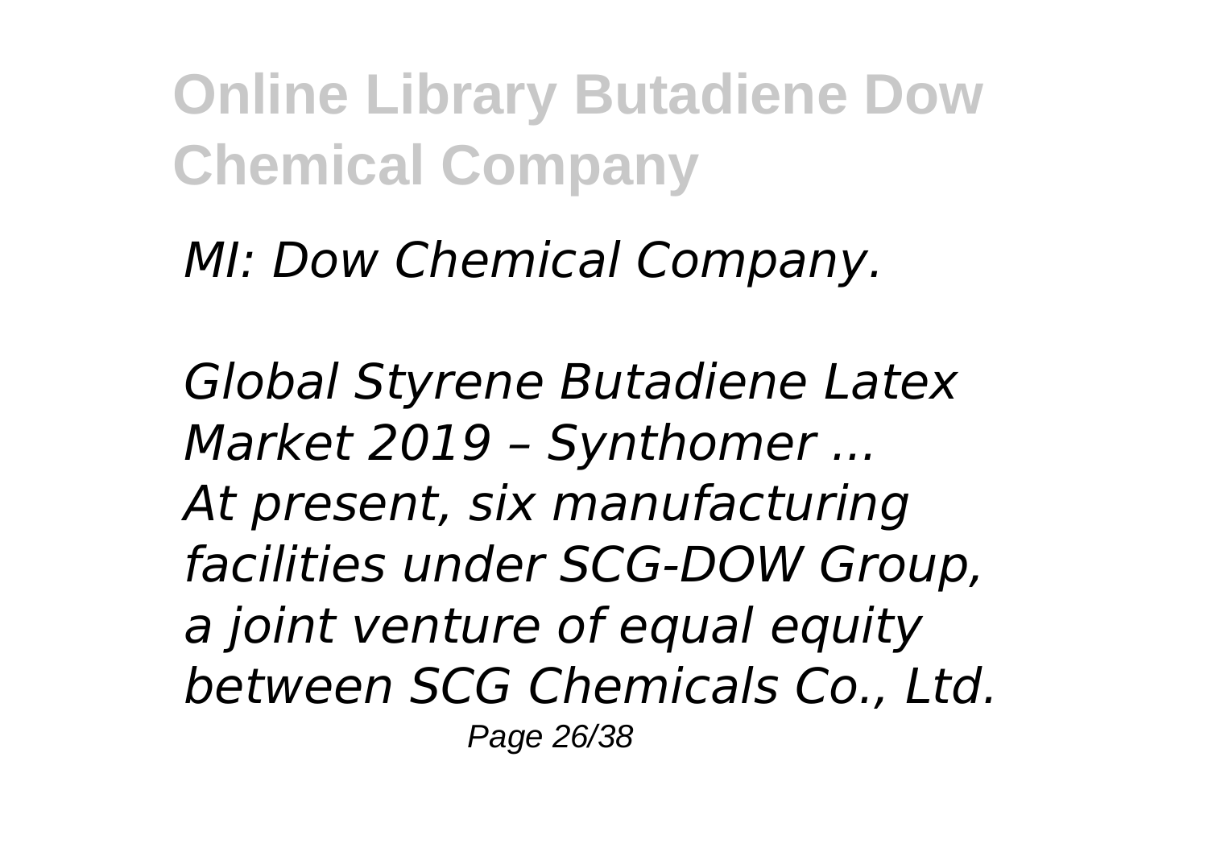*MI: Dow Chemical Company.*

*Global Styrene Butadiene Latex Market 2019 – Synthomer ...*
*At present, six manufacturing facilities under SCG-DOW Group, a joint venture of equal equity between SCG Chemicals Co., Ltd.*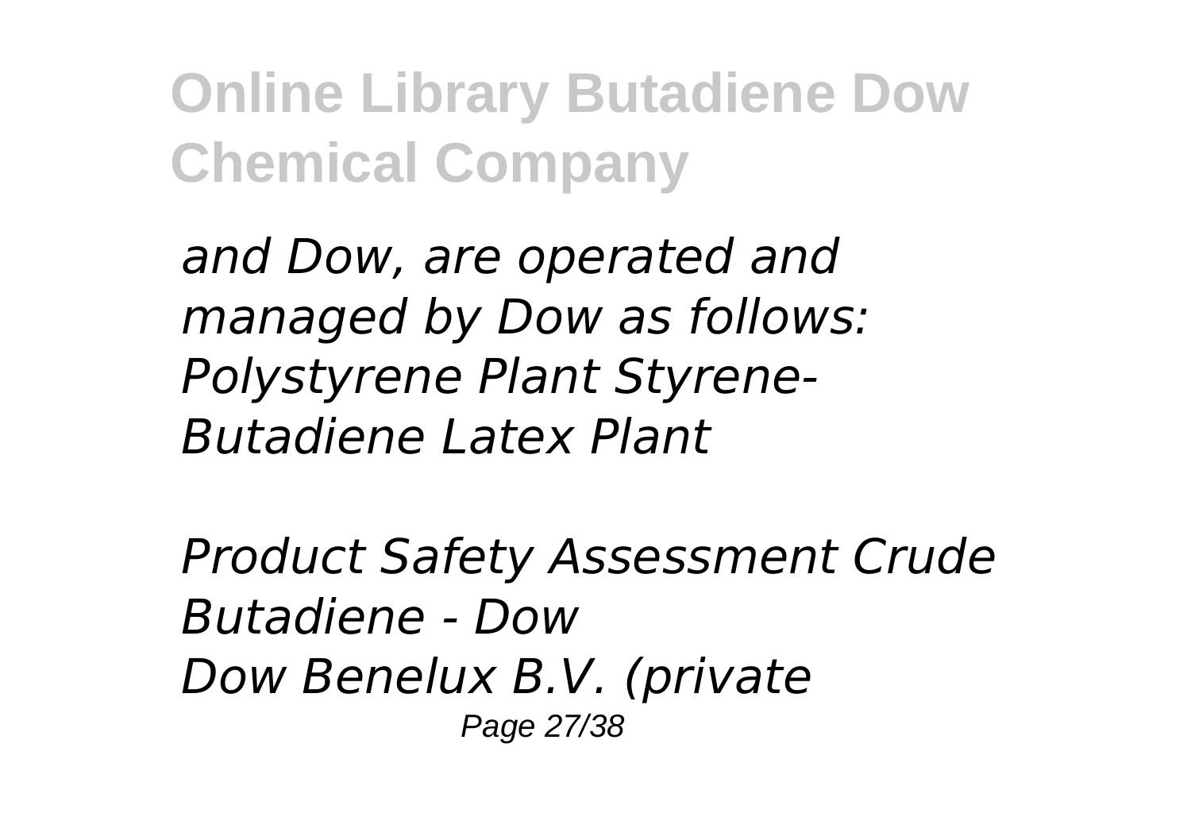*and Dow, are operated and managed by Dow as follows: Polystyrene Plant Styrene-Butadiene Latex Plant*

*Product Safety Assessment Crude Butadiene - Dow*
*Dow Benelux B.V. (private*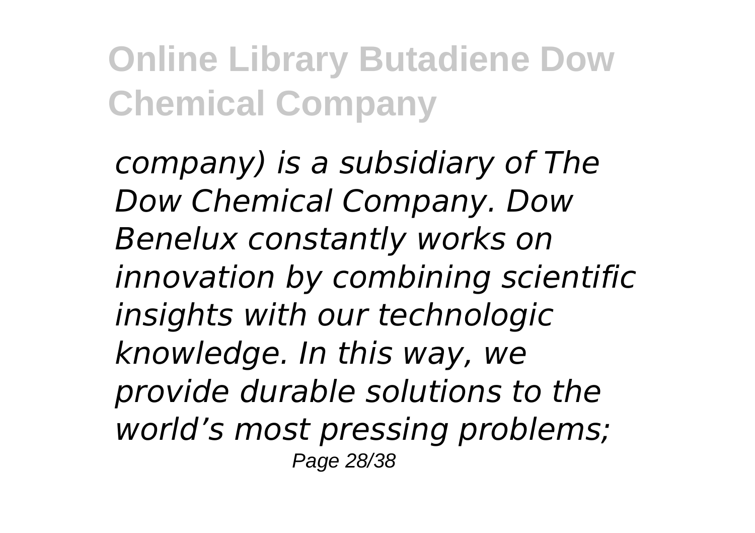*company) is a subsidiary of The Dow Chemical Company. Dow Benelux constantly works on innovation by combining scientific insights with our technologic knowledge. In this way, we provide durable solutions to the world's most pressing problems;*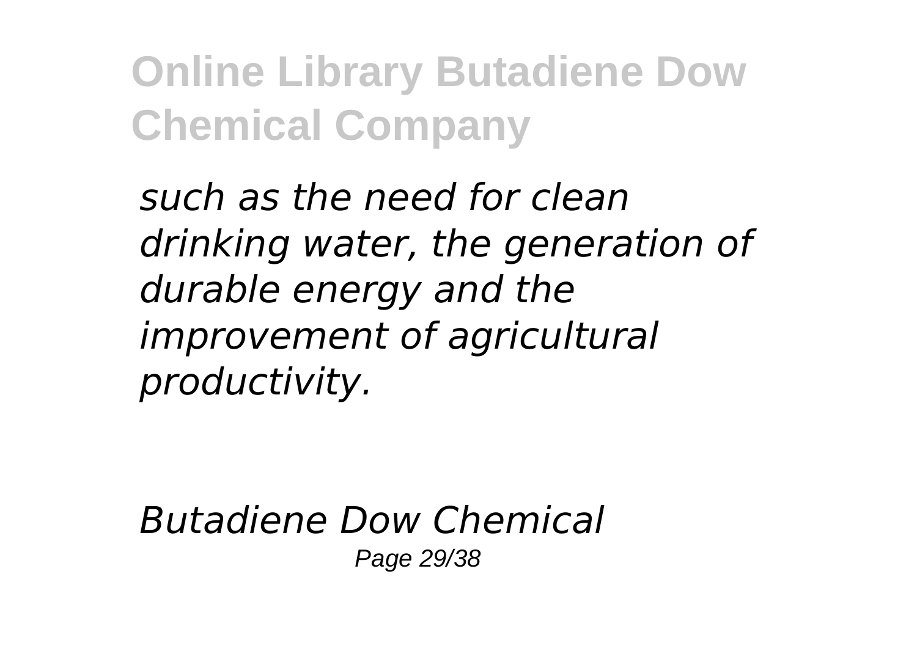*such as the need for clean drinking water, the generation of durable energy and the improvement of agricultural productivity.*

*Butadiene Dow Chemical*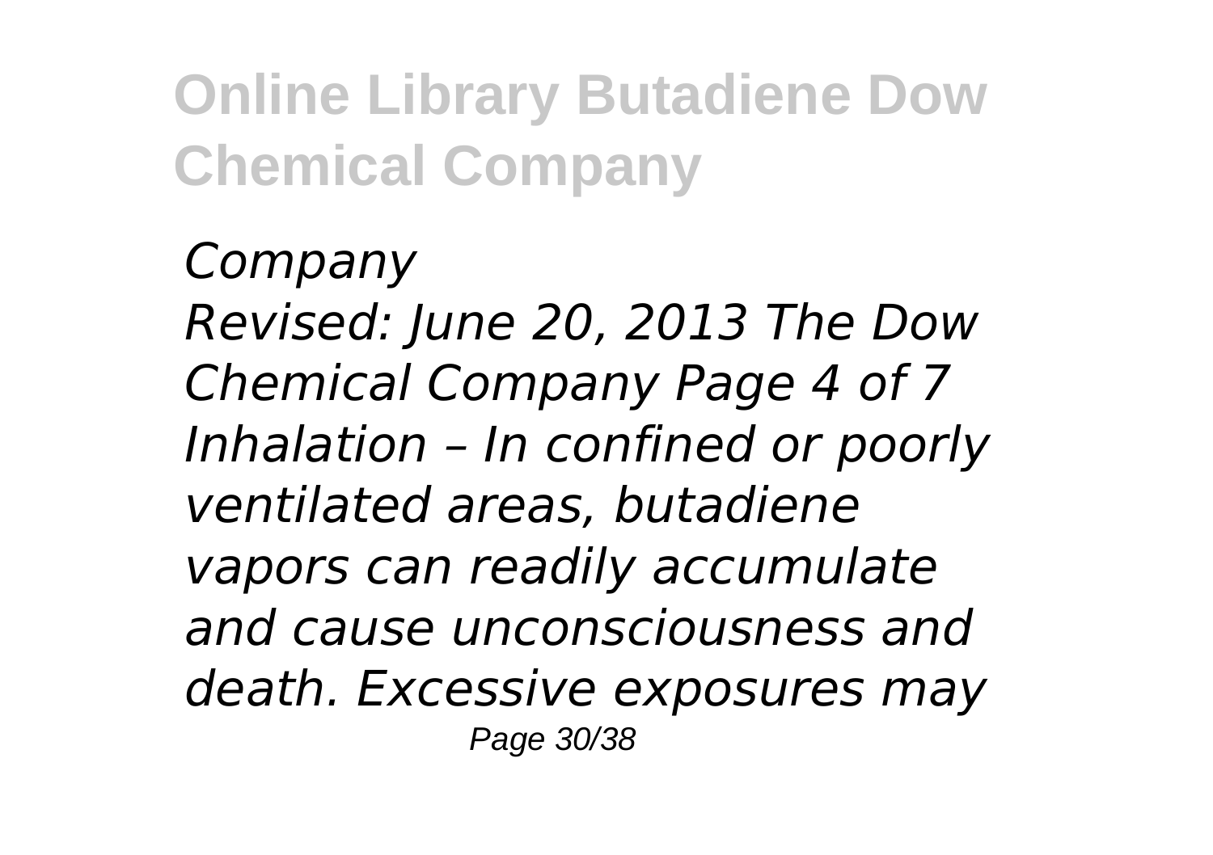*Company*
*Revised: June 20, 2013 The Dow Chemical Company Page 4 of 7 Inhalation – In confined or poorly ventilated areas, butadiene vapors can readily accumulate and cause unconsciousness and death. Excessive exposures may*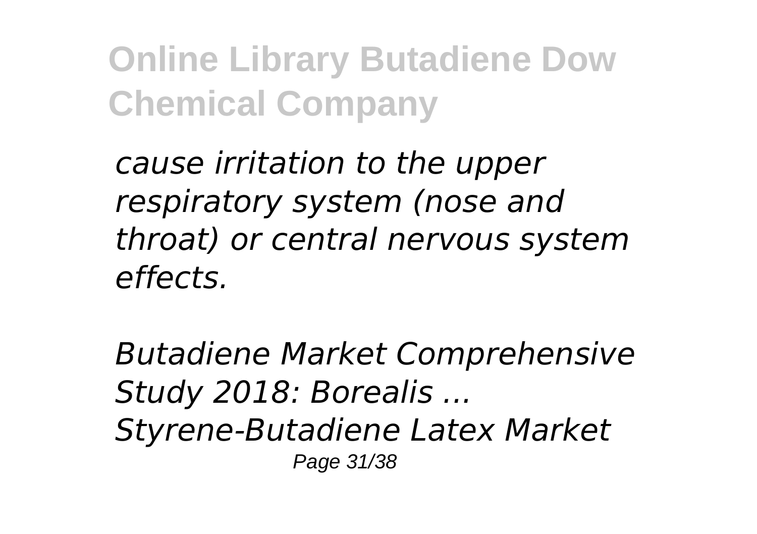*cause irritation to the upper respiratory system (nose and throat) or central nervous system effects.*

*Butadiene Market Comprehensive Study 2018: Borealis ...*
*Styrene-Butadiene Latex Market*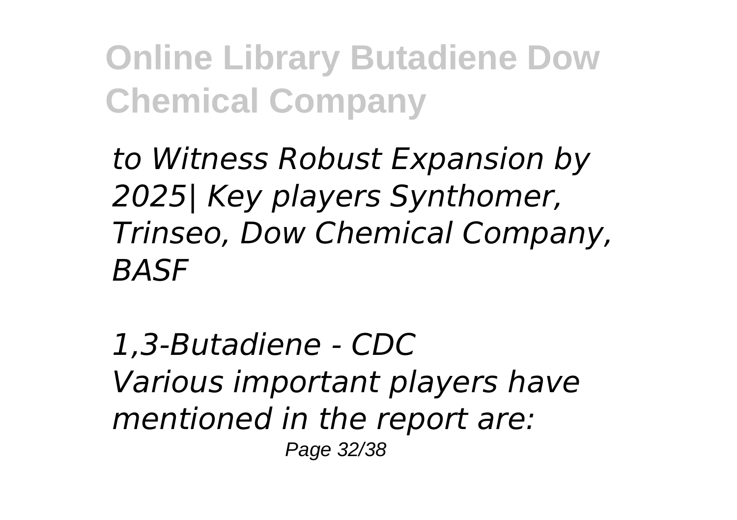*to Witness Robust Expansion by 2025| Key players Synthomer, Trinseo, Dow Chemical Company, BASF*

*1,3-Butadiene - CDC*
*Various important players have mentioned in the report are:*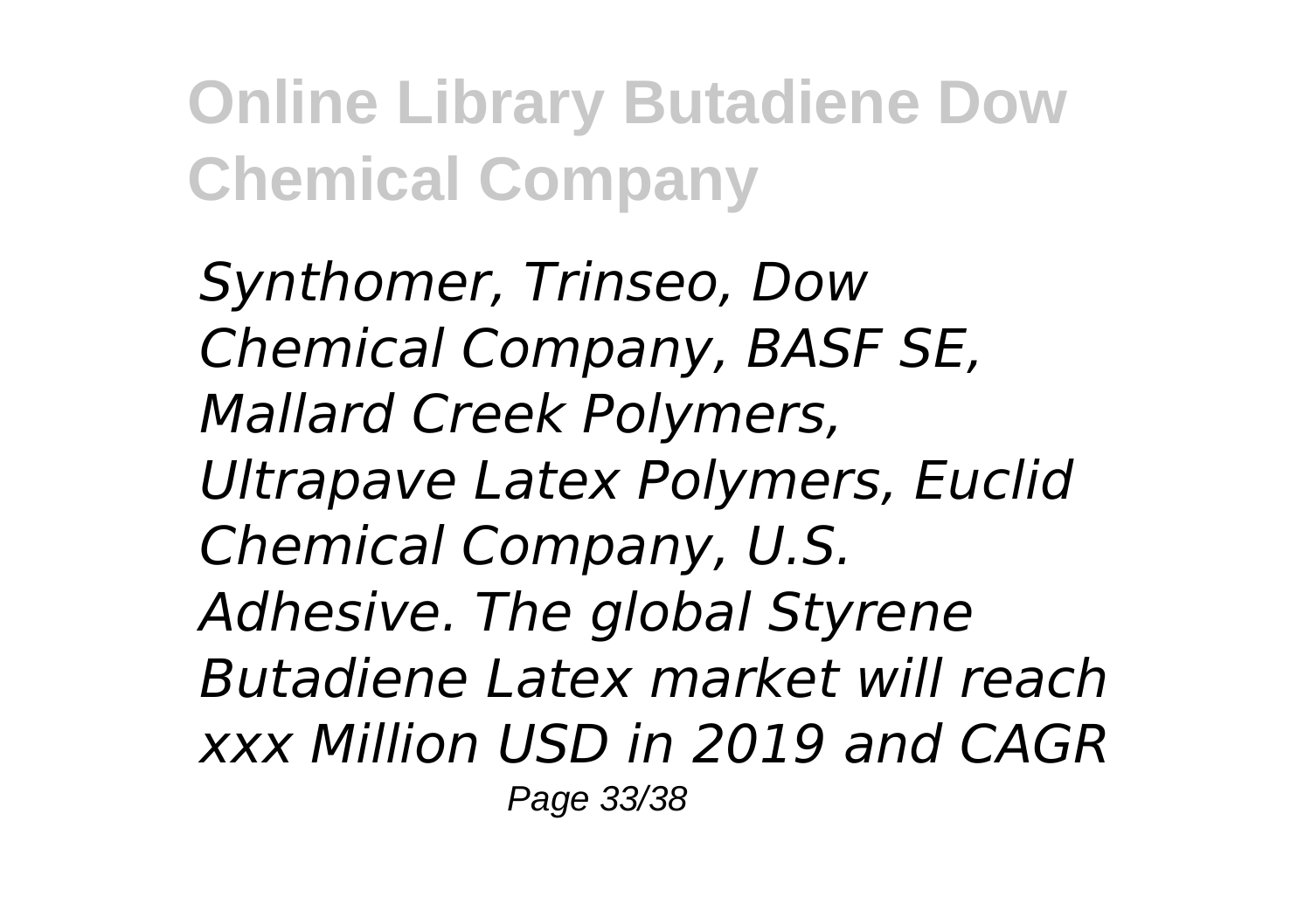*Synthomer, Trinseo, Dow Chemical Company, BASF SE, Mallard Creek Polymers, Ultrapave Latex Polymers, Euclid Chemical Company, U.S. Adhesive. The global Styrene Butadiene Latex market will reach xxx Million USD in 2019 and CAGR*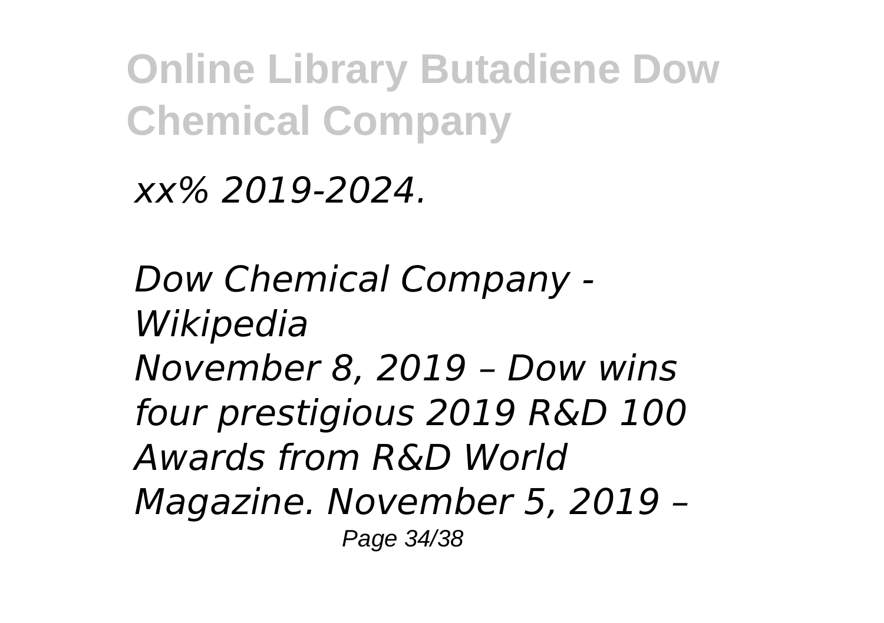*xx% 2019-2024.*

*Dow Chemical Company - Wikipedia*
*November 8, 2019 – Dow wins four prestigious 2019 R&D 100 Awards from R&D World Magazine. November 5, 2019 –*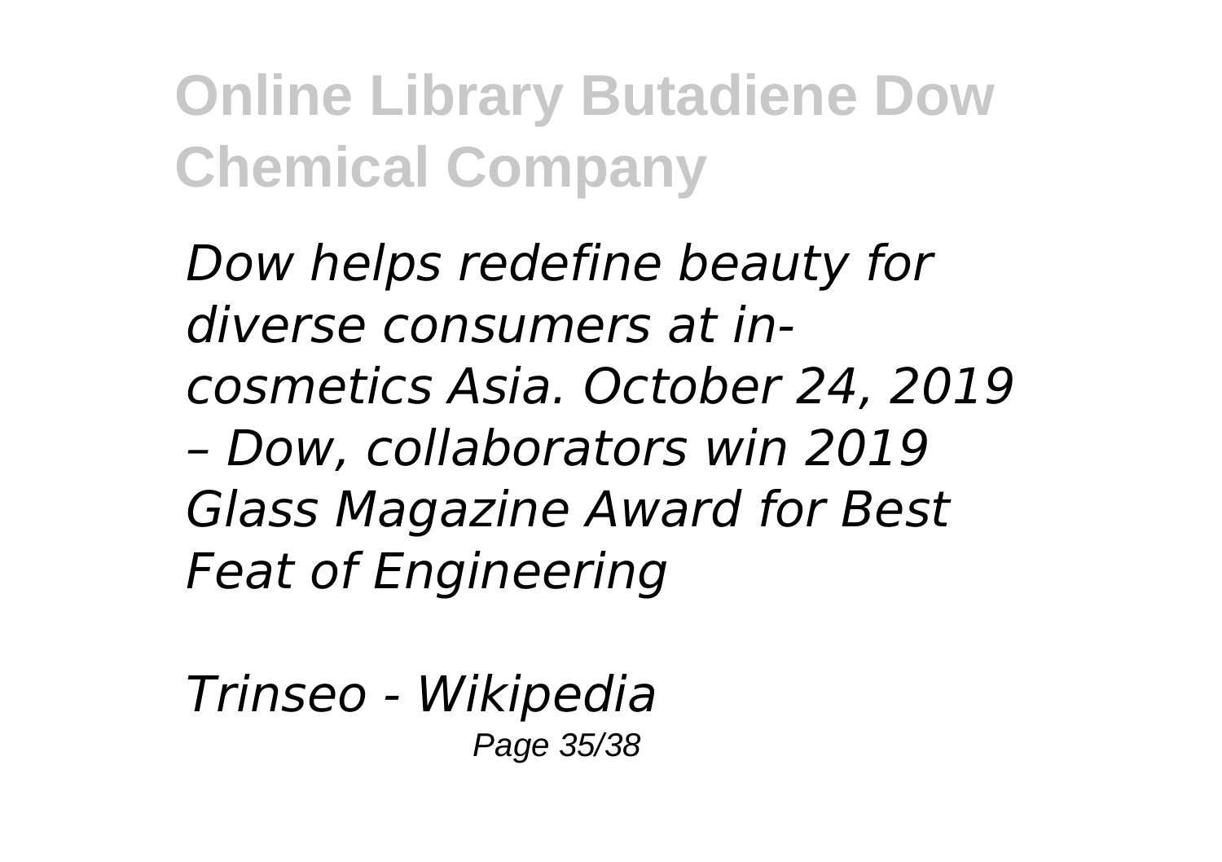*Dow helps redefine beauty for diverse consumers at in-cosmetics Asia. October 24, 2019 – Dow, collaborators win 2019 Glass Magazine Award for Best Feat of Engineering*

*Trinseo - Wikipedia*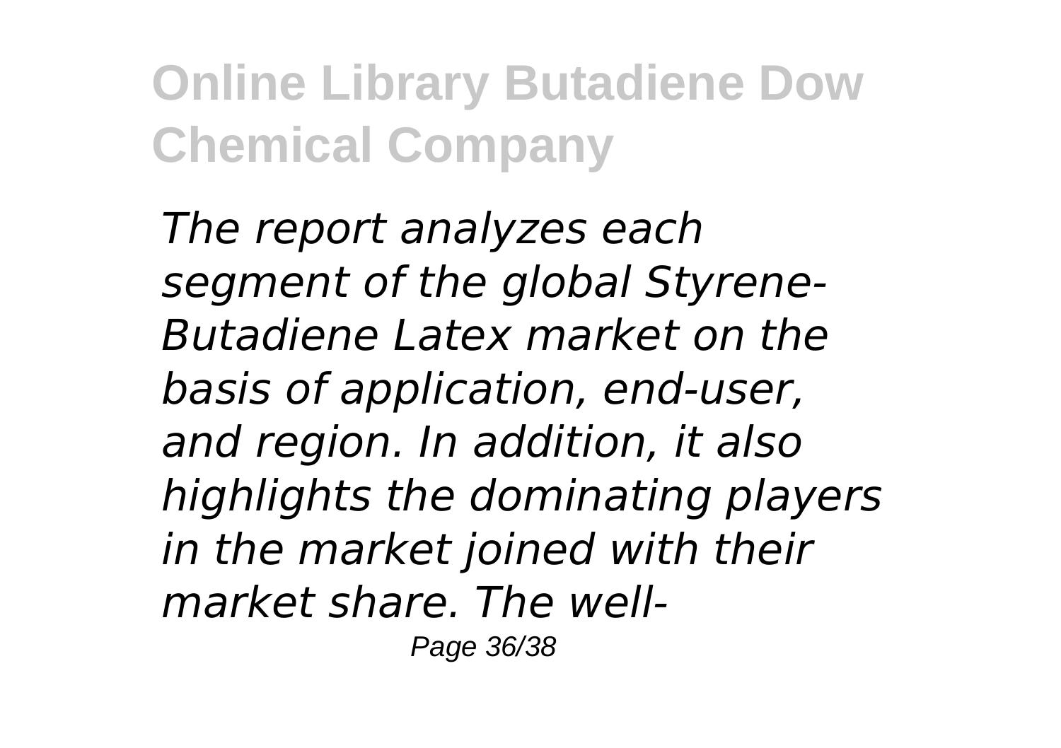*The report analyzes each segment of the global Styrene-Butadiene Latex market on the basis of application, end-user, and region. In addition, it also highlights the dominating players in the market joined with their market share. The well-*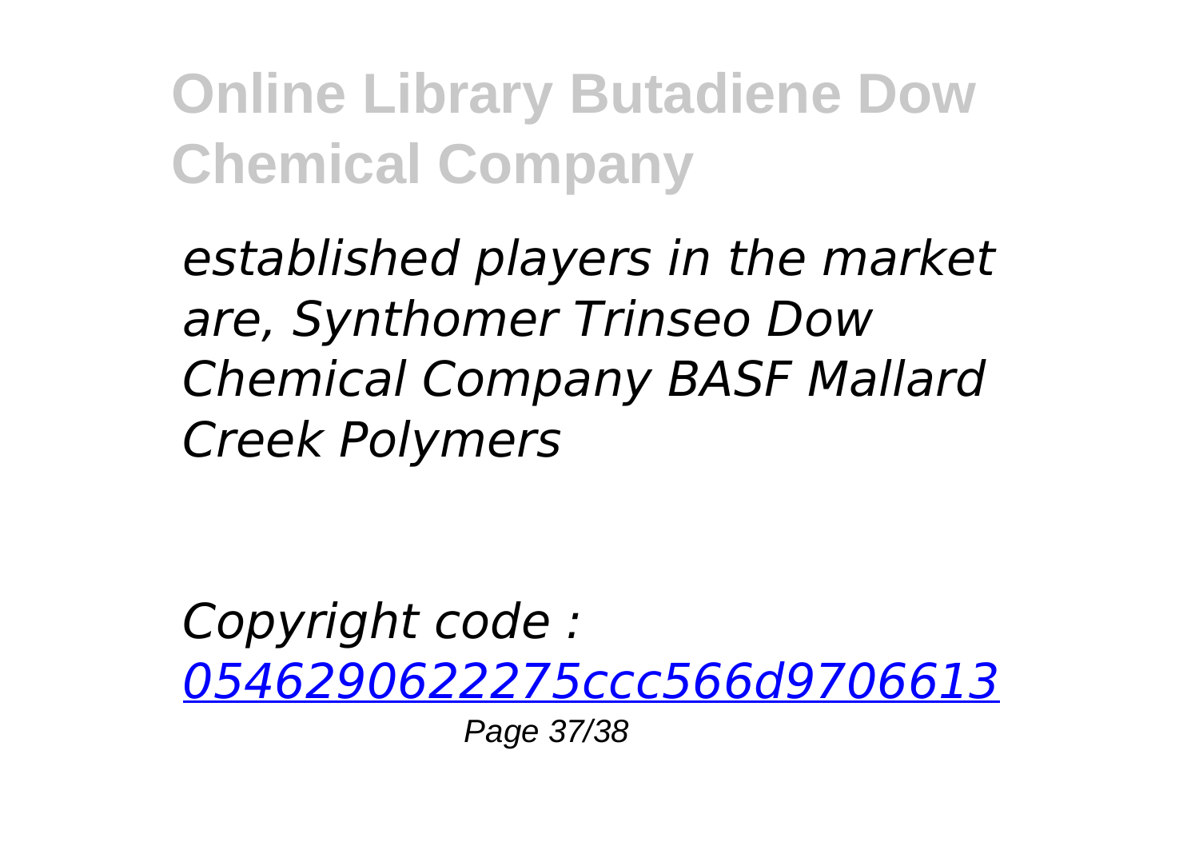*established players in the market are, Synthomer Trinseo Dow Chemical Company BASF Mallard Creek Polymers*

*Copyright code : [0546290622275ccc566d9706613]()*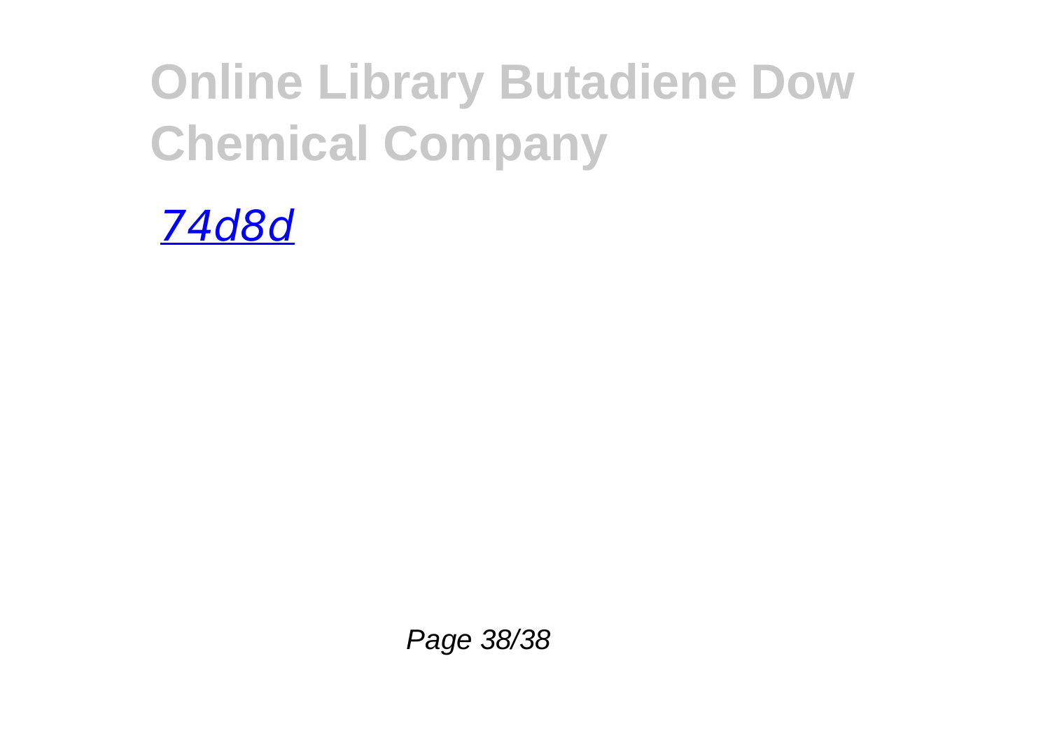*74d8d*